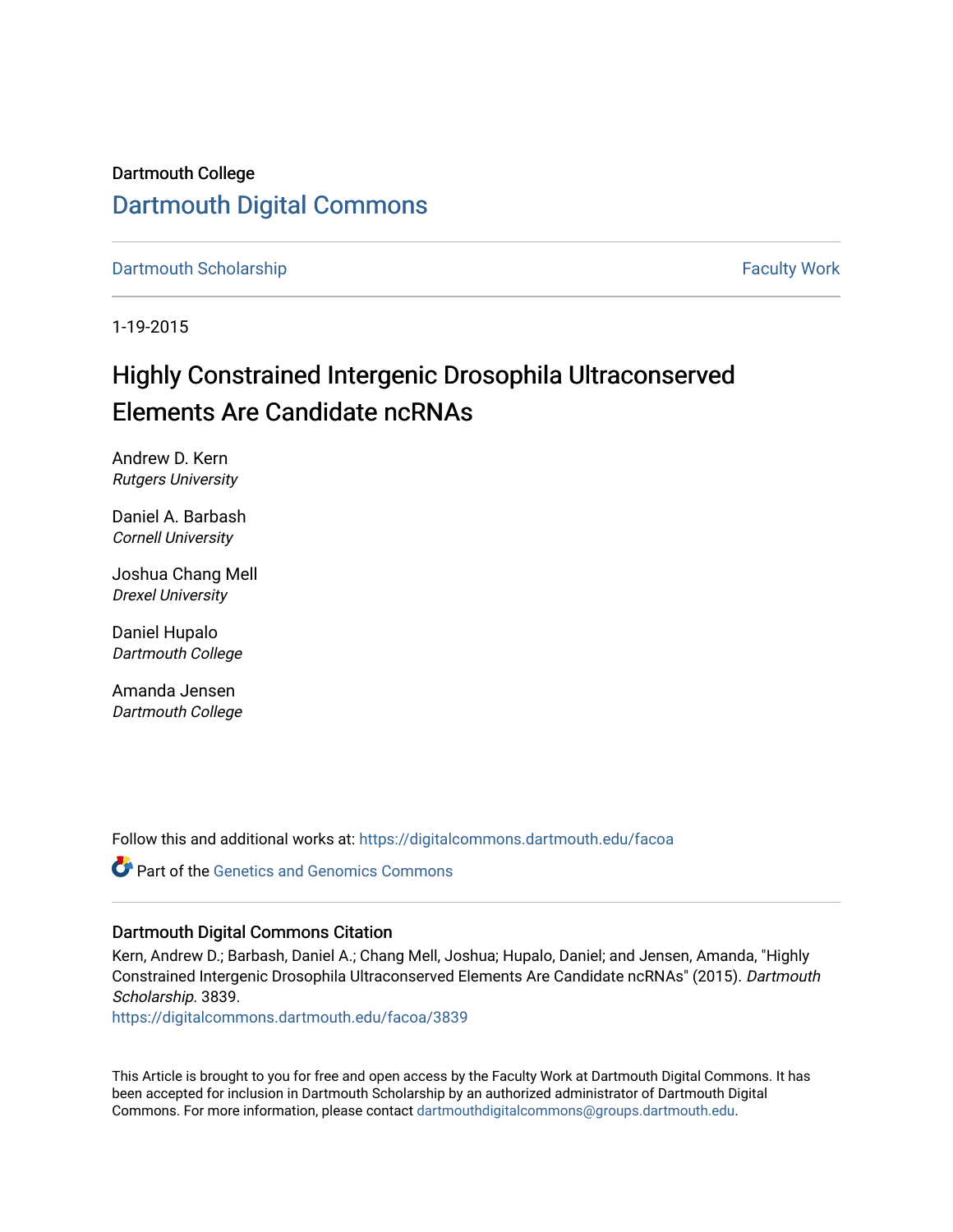Dartmouth College

# Dartmouth Digital Commons

Dartmouth Scholarship | Faculty Work

1-19-2015

# Highly Constrained Intergenic Drosophila Ultraconserved Elements Are Candidate ncRNAs

Andrew D. Kern
*Rutgers University*

Daniel A. Barbash
*Cornell University*

Joshua Chang Mell
*Drexel University*

Daniel Hupalo
*Dartmouth College*

Amanda Jensen
*Dartmouth College*

Follow this and additional works at: https://digitalcommons.dartmouth.edu/facoa

Part of the Genetics and Genomics Commons

## Dartmouth Digital Commons Citation

Kern, Andrew D.; Barbash, Daniel A.; Chang Mell, Joshua; Hupalo, Daniel; and Jensen, Amanda, "Highly Constrained Intergenic Drosophila Ultraconserved Elements Are Candidate ncRNAs" (2015). *Dartmouth Scholarship*. 3839.
https://digitalcommons.dartmouth.edu/facoa/3839

This Article is brought to you for free and open access by the Faculty Work at Dartmouth Digital Commons. It has been accepted for inclusion in Dartmouth Scholarship by an authorized administrator of Dartmouth Digital Commons. For more information, please contact dartmouthdigitalcommons@groups.dartmouth.edu.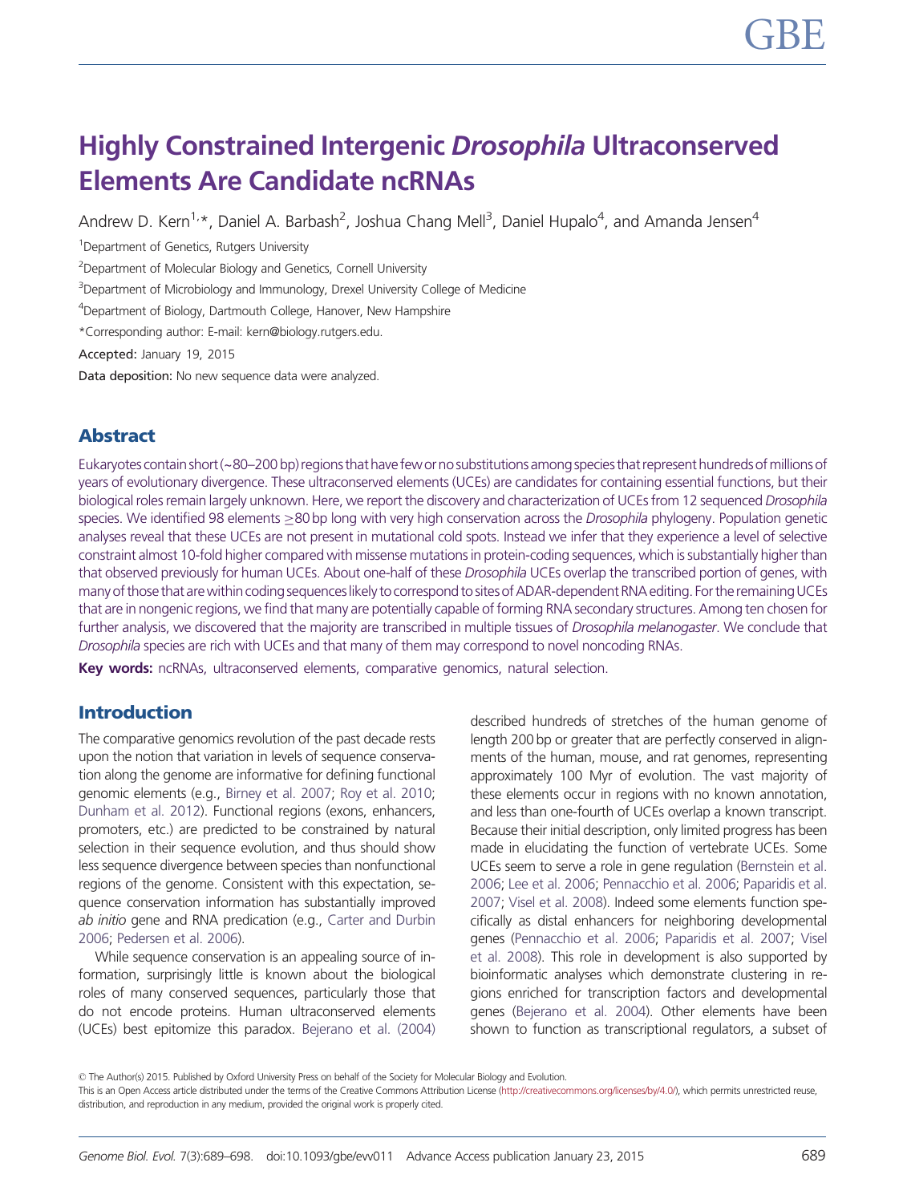# Highly Constrained Intergenic *Drosophila* Ultraconserved Elements Are Candidate ncRNAs

Andrew D. Kern[1,*], Daniel A. Barbash[2], Joshua Chang Mell[3], Daniel Hupalo[4], and Amanda Jensen[4]

[1]Department of Genetics, Rutgers University

[2]Department of Molecular Biology and Genetics, Cornell University

[3]Department of Microbiology and Immunology, Drexel University College of Medicine

[4]Department of Biology, Dartmouth College, Hanover, New Hampshire

*Corresponding author: E-mail: kern@biology.rutgers.edu.

Accepted: January 19, 2015

Data deposition: No new sequence data were analyzed.

## Abstract

Eukaryotes contain short (~80–200 bp) regions that have few or no substitutions among species that represent hundreds of millions of years of evolutionary divergence. These ultraconserved elements (UCEs) are candidates for containing essential functions, but their biological roles remain largely unknown. Here, we report the discovery and characterization of UCEs from 12 sequenced *Drosophila* species. We identified 98 elements ≥80 bp long with very high conservation across the *Drosophila* phylogeny. Population genetic analyses reveal that these UCEs are not present in mutational cold spots. Instead we infer that they experience a level of selective constraint almost 10-fold higher compared with missense mutations in protein-coding sequences, which is substantially higher than that observed previously for human UCEs. About one-half of these *Drosophila* UCEs overlap the transcribed portion of genes, with many of those that are within coding sequences likely to correspond to sites of ADAR-dependent RNA editing. For the remaining UCEs that are in nongenic regions, we find that many are potentially capable of forming RNA secondary structures. Among ten chosen for further analysis, we discovered that the majority are transcribed in multiple tissues of *Drosophila melanogaster*. We conclude that *Drosophila* species are rich with UCEs and that many of them may correspond to novel noncoding RNAs.

**Key words:** ncRNAs, ultraconserved elements, comparative genomics, natural selection.

## Introduction

The comparative genomics revolution of the past decade rests upon the notion that variation in levels of sequence conservation along the genome are informative for defining functional genomic elements (e.g., Birney et al. 2007; Roy et al. 2010; Dunham et al. 2012). Functional regions (exons, enhancers, promoters, etc.) are predicted to be constrained by natural selection in their sequence evolution, and thus should show less sequence divergence between species than nonfunctional regions of the genome. Consistent with this expectation, sequence conservation information has substantially improved *ab initio* gene and RNA predication (e.g., Carter and Durbin 2006; Pedersen et al. 2006).

While sequence conservation is an appealing source of information, surprisingly little is known about the biological roles of many conserved sequences, particularly those that do not encode proteins. Human ultraconserved elements (UCEs) best epitomize this paradox. Bejerano et al. (2004) described hundreds of stretches of the human genome of length 200 bp or greater that are perfectly conserved in alignments of the human, mouse, and rat genomes, representing approximately 100 Myr of evolution. The vast majority of these elements occur in regions with no known annotation, and less than one-fourth of UCEs overlap a known transcript. Because their initial description, only limited progress has been made in elucidating the function of vertebrate UCEs. Some UCEs seem to serve a role in gene regulation (Bernstein et al. 2006; Lee et al. 2006; Pennacchio et al. 2006; Paparidis et al. 2007; Visel et al. 2008). Indeed some elements function specifically as distal enhancers for neighboring developmental genes (Pennacchio et al. 2006; Paparidis et al. 2007; Visel et al. 2008). This role in development is also supported by bioinformatic analyses which demonstrate clustering in regions enriched for transcription factors and developmental genes (Bejerano et al. 2004). Other elements have been shown to function as transcriptional regulators, a subset of

© The Author(s) 2015. Published by Oxford University Press on behalf of the Society for Molecular Biology and Evolution.
This is an Open Access article distributed under the terms of the Creative Commons Attribution License (http://creativecommons.org/licenses/by/4.0/), which permits unrestricted reuse, distribution, and reproduction in any medium, provided the original work is properly cited.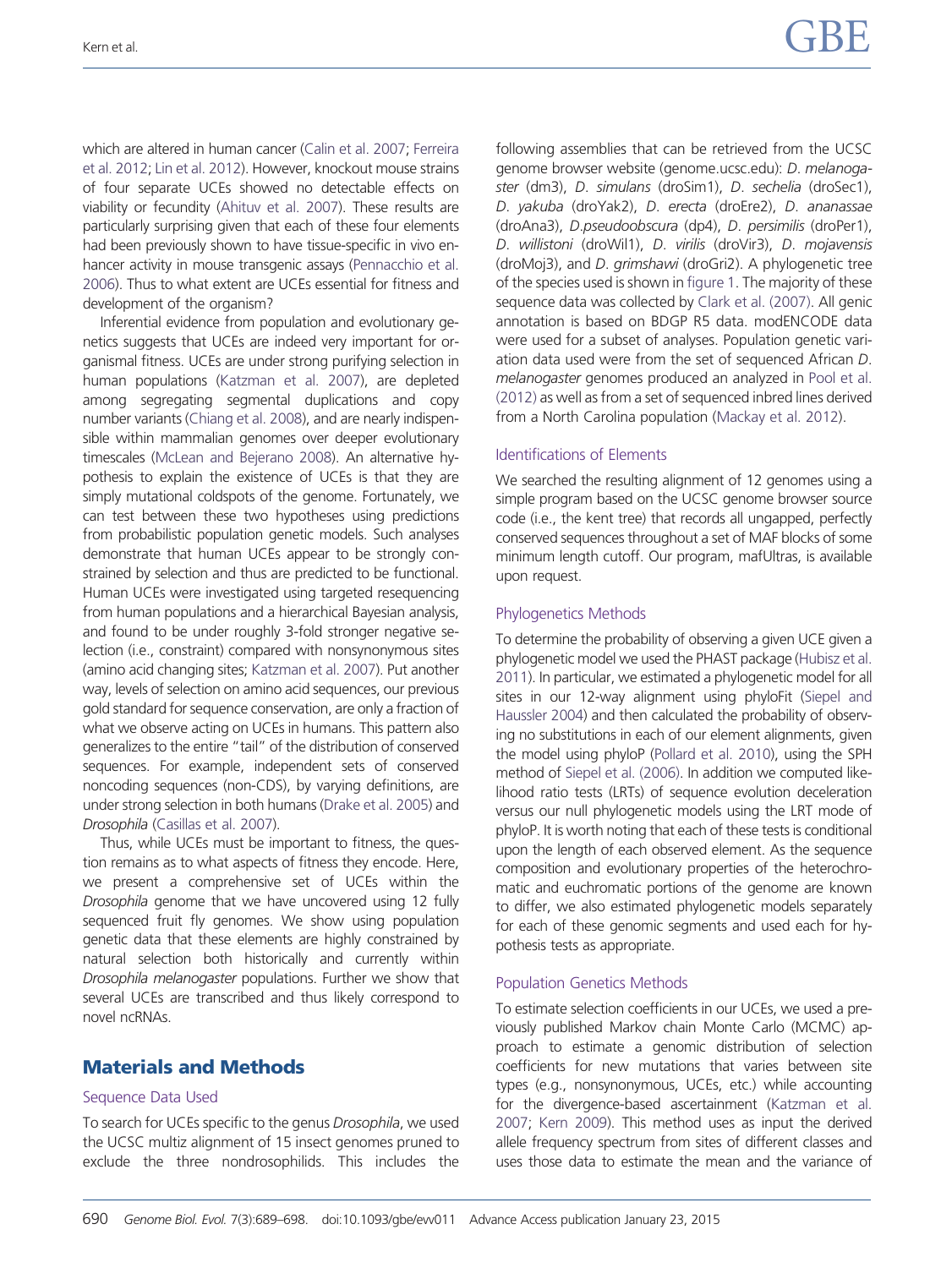which are altered in human cancer (Calin et al. 2007; Ferreira et al. 2012; Lin et al. 2012). However, knockout mouse strains of four separate UCEs showed no detectable effects on viability or fecundity (Ahituv et al. 2007). These results are particularly surprising given that each of these four elements had been previously shown to have tissue-specific in vivo enhancer activity in mouse transgenic assays (Pennacchio et al. 2006). Thus to what extent are UCEs essential for fitness and development of the organism?

Inferential evidence from population and evolutionary genetics suggests that UCEs are indeed very important for organismal fitness. UCEs are under strong purifying selection in human populations (Katzman et al. 2007), are depleted among segregating segmental duplications and copy number variants (Chiang et al. 2008), and are nearly indispensible within mammalian genomes over deeper evolutionary timescales (McLean and Bejerano 2008). An alternative hypothesis to explain the existence of UCEs is that they are simply mutational coldspots of the genome. Fortunately, we can test between these two hypotheses using predictions from probabilistic population genetic models. Such analyses demonstrate that human UCEs appear to be strongly constrained by selection and thus are predicted to be functional. Human UCEs were investigated using targeted resequencing from human populations and a hierarchical Bayesian analysis, and found to be under roughly 3-fold stronger negative selection (i.e., constraint) compared with nonsynonymous sites (amino acid changing sites; Katzman et al. 2007). Put another way, levels of selection on amino acid sequences, our previous gold standard for sequence conservation, are only a fraction of what we observe acting on UCEs in humans. This pattern also generalizes to the entire "tail" of the distribution of conserved sequences. For example, independent sets of conserved noncoding sequences (non-CDS), by varying definitions, are under strong selection in both humans (Drake et al. 2005) and *Drosophila* (Casillas et al. 2007).

Thus, while UCEs must be important to fitness, the question remains as to what aspects of fitness they encode. Here, we present a comprehensive set of UCEs within the *Drosophila* genome that we have uncovered using 12 fully sequenced fruit fly genomes. We show using population genetic data that these elements are highly constrained by natural selection both historically and currently within *Drosophila melanogaster* populations. Further we show that several UCEs are transcribed and thus likely correspond to novel ncRNAs.

## Materials and Methods

### Sequence Data Used

To search for UCEs specific to the genus *Drosophila*, we used the UCSC multiz alignment of 15 insect genomes pruned to exclude the three nondrosophilids. This includes the following assemblies that can be retrieved from the UCSC genome browser website (genome.ucsc.edu): *D. melanogaster* (dm3), *D. simulans* (droSim1), *D. sechelia* (droSec1), *D. yakuba* (droYak2), *D. erecta* (droEre2), *D. ananassae* (droAna3), *D.pseudoobscura* (dp4), *D. persimilis* (droPer1), *D. willistoni* (droWil1), *D. virilis* (droVir3), *D. mojavensis* (droMoj3), and *D. grimshawi* (droGri2). A phylogenetic tree of the species used is shown in figure 1. The majority of these sequence data was collected by Clark et al. (2007). All genic annotation is based on BDGP R5 data. modENCODE data were used for a subset of analyses. Population genetic variation data used were from the set of sequenced African *D. melanogaster* genomes produced an analyzed in Pool et al. (2012) as well as from a set of sequenced inbred lines derived from a North Carolina population (Mackay et al. 2012).

### Identifications of Elements

We searched the resulting alignment of 12 genomes using a simple program based on the UCSC genome browser source code (i.e., the kent tree) that records all ungapped, perfectly conserved sequences throughout a set of MAF blocks of some minimum length cutoff. Our program, mafUltras, is available upon request.

### Phylogenetics Methods

To determine the probability of observing a given UCE given a phylogenetic model we used the PHAST package (Hubisz et al. 2011). In particular, we estimated a phylogenetic model for all sites in our 12-way alignment using phyloFit (Siepel and Haussler 2004) and then calculated the probability of observing no substitutions in each of our element alignments, given the model using phyloP (Pollard et al. 2010), using the SPH method of Siepel et al. (2006). In addition we computed likelihood ratio tests (LRTs) of sequence evolution deceleration versus our null phylogenetic models using the LRT mode of phyloP. It is worth noting that each of these tests is conditional upon the length of each observed element. As the sequence composition and evolutionary properties of the heterochromatic and euchromatic portions of the genome are known to differ, we also estimated phylogenetic models separately for each of these genomic segments and used each for hypothesis tests as appropriate.

### Population Genetics Methods

To estimate selection coefficients in our UCEs, we used a previously published Markov chain Monte Carlo (MCMC) approach to estimate a genomic distribution of selection coefficients for new mutations that varies between site types (e.g., nonsynonymous, UCEs, etc.) while accounting for the divergence-based ascertainment (Katzman et al. 2007; Kern 2009). This method uses as input the derived allele frequency spectrum from sites of different classes and uses those data to estimate the mean and the variance of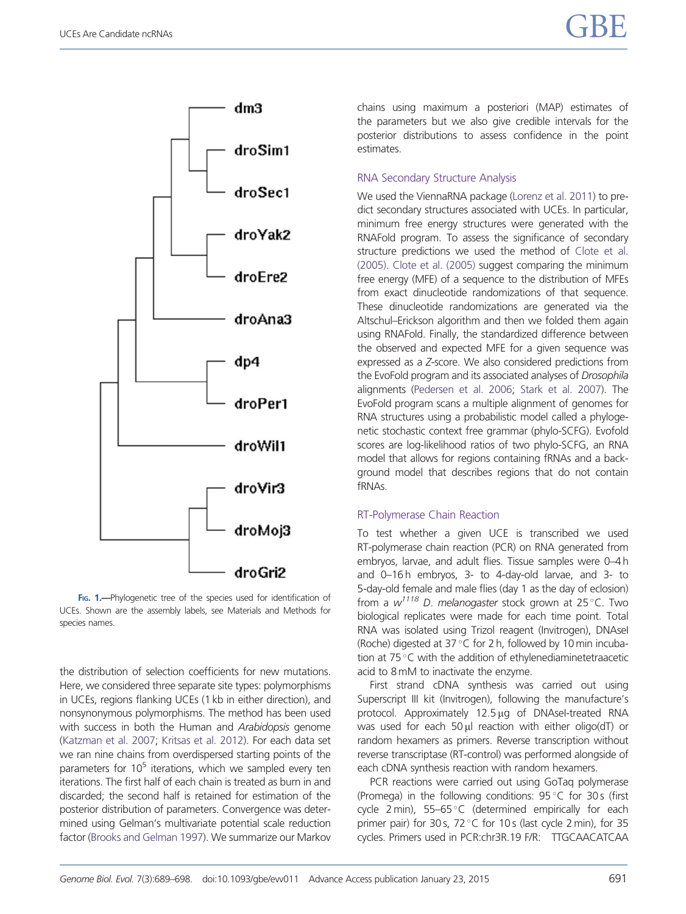dm3

droSim1

droSec1

droYak2

droEre2

droAna3

dp4

droPer1

droWil1

droVir3

droMoj3

droGri2

**Fig. 1.**—Phylogenetic tree of the species used for identification of UCEs. Shown are the assembly labels, see Materials and Methods for species names.

the distribution of selection coefficients for new mutations. Here, we considered three separate site types: polymorphisms in UCEs, regions flanking UCEs (1 kb in either direction), and nonsynonymous polymorphisms. The method has been used with success in both the Human and *Arabidopsis* genome (Katzman et al. 2007; Kritsas et al. 2012). For each data set we ran nine chains from overdispersed starting points of the parameters for $10^5$ iterations, which we sampled every ten iterations. The first half of each chain is treated as burn in and discarded; the second half is retained for estimation of the posterior distribution of parameters. Convergence was determined using Gelman's multivariate potential scale reduction factor (Brooks and Gelman 1997). We summarize our Markov chains using maximum a posteriori (MAP) estimates of the parameters but we also give credible intervals for the posterior distributions to assess confidence in the point estimates.

### RNA Secondary Structure Analysis

We used the ViennaRNA package (Lorenz et al. 2011) to predict secondary structures associated with UCEs. In particular, minimum free energy structures were generated with the RNAFold program. To assess the significance of secondary structure predictions we used the method of Clote et al. (2005). Clote et al. (2005) suggest comparing the minimum free energy (MFE) of a sequence to the distribution of MFEs from exact dinucleotide randomizations of that sequence. These dinucleotide randomizations are generated via the Altschul–Erickson algorithm and then we folded them again using RNAFold. Finally, the standardized difference between the observed and expected MFE for a given sequence was expressed as a *Z*-score. We also considered predictions from the EvoFold program and its associated analyses of *Drosophila* alignments (Pedersen et al. 2006; Stark et al. 2007). The EvoFold program scans a multiple alignment of genomes for RNA structures using a probabilistic model called a phylogenetic stochastic context free grammar (phylo-SCFG). Evofold scores are log-likelihood ratios of two phylo-SCFG, an RNA model that allows for regions containing fRNAs and a background model that describes regions that do not contain fRNAs.

### RT-Polymerase Chain Reaction

To test whether a given UCE is transcribed we used RT-polymerase chain reaction (PCR) on RNA generated from embryos, larvae, and adult flies. Tissue samples were 0–4 h and 0–16 h embryos, 3- to 4-day-old larvae, and 3- to 5-day-old female and male flies (day 1 as the day of eclosion) from a $w^{1118}$ *D. melanogaster* stock grown at 25 °C. Two biological replicates were made for each time point. Total RNA was isolated using Trizol reagent (Invitrogen), DNAseI (Roche) digested at 37 °C for 2 h, followed by 10 min incubation at 75 °C with the addition of ethylenediaminetetraacetic acid to 8 mM to inactivate the enzyme.

First strand cDNA synthesis was carried out using Superscript III kit (Invitrogen), following the manufacture's protocol. Approximately 12.5 μg of DNAseI-treated RNA was used for each 50 μl reaction with either oligo(dT) or random hexamers as primers. Reverse transcription without reverse transcriptase (RT-control) was performed alongside of each cDNA synthesis reaction with random hexamers.

PCR reactions were carried out using GoTaq polymerase (Promega) in the following conditions: 95 °C for 30 s (first cycle 2 min), 55–65 °C (determined empirically for each primer pair) for 30 s, 72 °C for 10 s (last cycle 2 min), for 35 cycles. Primers used in PCR:chr3R.19 F/R: TTGCAACATCAA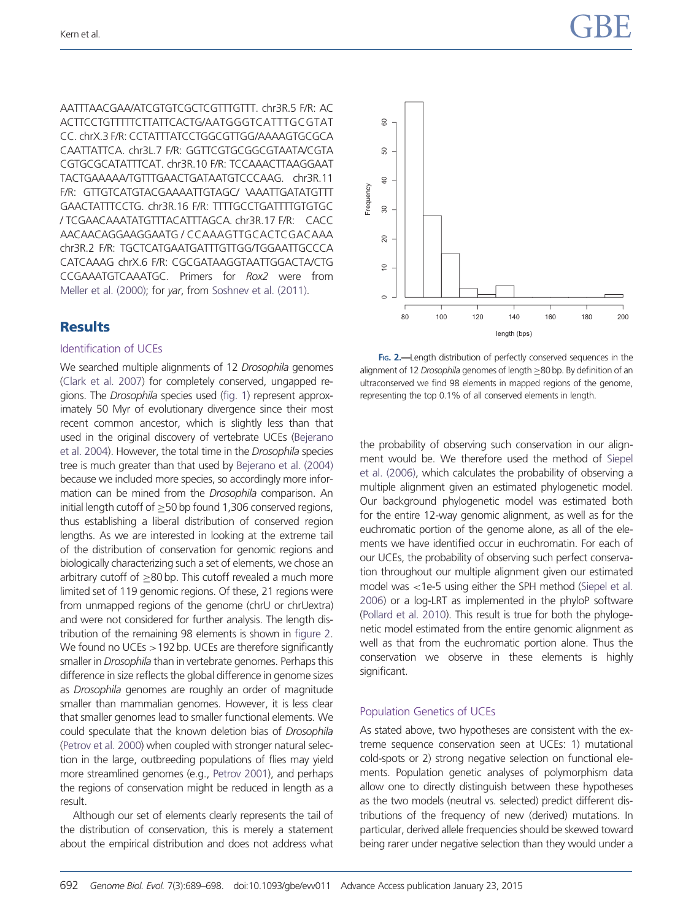AATTTAACGAA/ATCGTGTCGCTCGTTTGTTT. chr3R.5 F/R: ACACTTCCTGTTTTTCTTATTCACTG/AATGGGTCATTTGCGTATCC. chrX.3 F/R: CCTATTTATCCTGGCGTTGG/AAAAGTGCGCACAATTATTCA. chr3L.7 F/R: GGTTCGTGCGGCGTAATA/CGTACGTGCGCATATTTCAT. chr3R.10 F/R: TCCAAACTTAAGGAATTACTGAAAAA/TGTTTGAACTGATAATGTCCCAAG. chr3R.11 F/R: GTTGTCATGTACGAAAATTGTAGC/ \AAATTGATATGTTTGAACTATTTCCTG. chr3R.16 F/R: TTTTGCCTGATTTTGTGTGC / TCGAACAAATATGTTTACATTTAGCA. chr3R.17 F/R: CACCAACAACAGGAAGGAATG / CCAAAGTTGCACTCGACAAA chr3R.2 F/R: TGCTCATGAATGATTTGTTGG/TGGAATTGCCCACATCAAAG chrX.6 F/R: CGCGATAAGGTAATTGGACTA/CTGCCGAAATGTCAAATGC. Primers for *Rox2* were from Meller et al. (2000); for *yar*, from Soshnev et al. (2011).

## Results

### Identification of UCEs

We searched multiple alignments of 12 *Drosophila* genomes (Clark et al. 2007) for completely conserved, ungapped regions. The *Drosophila* species used (fig. 1) represent approximately 50 Myr of evolutionary divergence since their most recent common ancestor, which is slightly less than that used in the original discovery of vertebrate UCEs (Bejerano et al. 2004). However, the total time in the *Drosophila* species tree is much greater than that used by Bejerano et al. (2004) because we included more species, so accordingly more information can be mined from the *Drosophila* comparison. An initial length cutoff of ≥50 bp found 1,306 conserved regions, thus establishing a liberal distribution of conserved region lengths. As we are interested in looking at the extreme tail of the distribution of conservation for genomic regions and biologically characterizing such a set of elements, we chose an arbitrary cutoff of ≥80 bp. This cutoff revealed a much more limited set of 119 genomic regions. Of these, 21 regions were from unmapped regions of the genome (chrU or chrUextra) and were not considered for further analysis. The length distribution of the remaining 98 elements is shown in figure 2. We found no UCEs >192 bp. UCEs are therefore significantly smaller in *Drosophila* than in vertebrate genomes. Perhaps this difference in size reflects the global difference in genome sizes as *Drosophila* genomes are roughly an order of magnitude smaller than mammalian genomes. However, it is less clear that smaller genomes lead to smaller functional elements. We could speculate that the known deletion bias of *Drosophila* (Petrov et al. 2000) when coupled with stronger natural selection in the large, outbreeding populations of flies may yield more streamlined genomes (e.g., Petrov 2001), and perhaps the regions of conservation might be reduced in length as a result.

Although our set of elements clearly represents the tail of the distribution of conservation, this is merely a statement about the empirical distribution and does not address what the probability of observing such conservation in our alignment would be. We therefore used the method of Siepel et al. (2006), which calculates the probability of observing a multiple alignment given an estimated phylogenetic model. Our background phylogenetic model was estimated both for the entire 12-way genomic alignment, as well as for the euchromatic portion of the genome alone, as all of the elements we have identified occur in euchromatin. For each of our UCEs, the probability of observing such perfect conservation throughout our multiple alignment given our estimated model was <1e-5 using either the SPH method (Siepel et al. 2006) or a log-LRT as implemented in the phyloP software (Pollard et al. 2010). This result is true for both the phylogenetic model estimated from the entire genomic alignment as well as that from the euchromatic portion alone. Thus the conservation we observe in these elements is highly significant.

Frequency
0
10
20
30
40
50
60
80
100
120
140
160
180
200
length (bps)

**Fig. 2.**—Length distribution of perfectly conserved sequences in the alignment of 12 *Drosophila* genomes of length ≥80 bp. By definition of an ultraconserved we find 98 elements in mapped regions of the genome, representing the top 0.1% of all conserved elements in length.

### Population Genetics of UCEs

As stated above, two hypotheses are consistent with the extreme sequence conservation seen at UCEs: 1) mutational cold-spots or 2) strong negative selection on functional elements. Population genetic analyses of polymorphism data allow one to directly distinguish between these hypotheses as the two models (neutral vs. selected) predict different distributions of the frequency of new (derived) mutations. In particular, derived allele frequencies should be skewed toward being rarer under negative selection than they would under a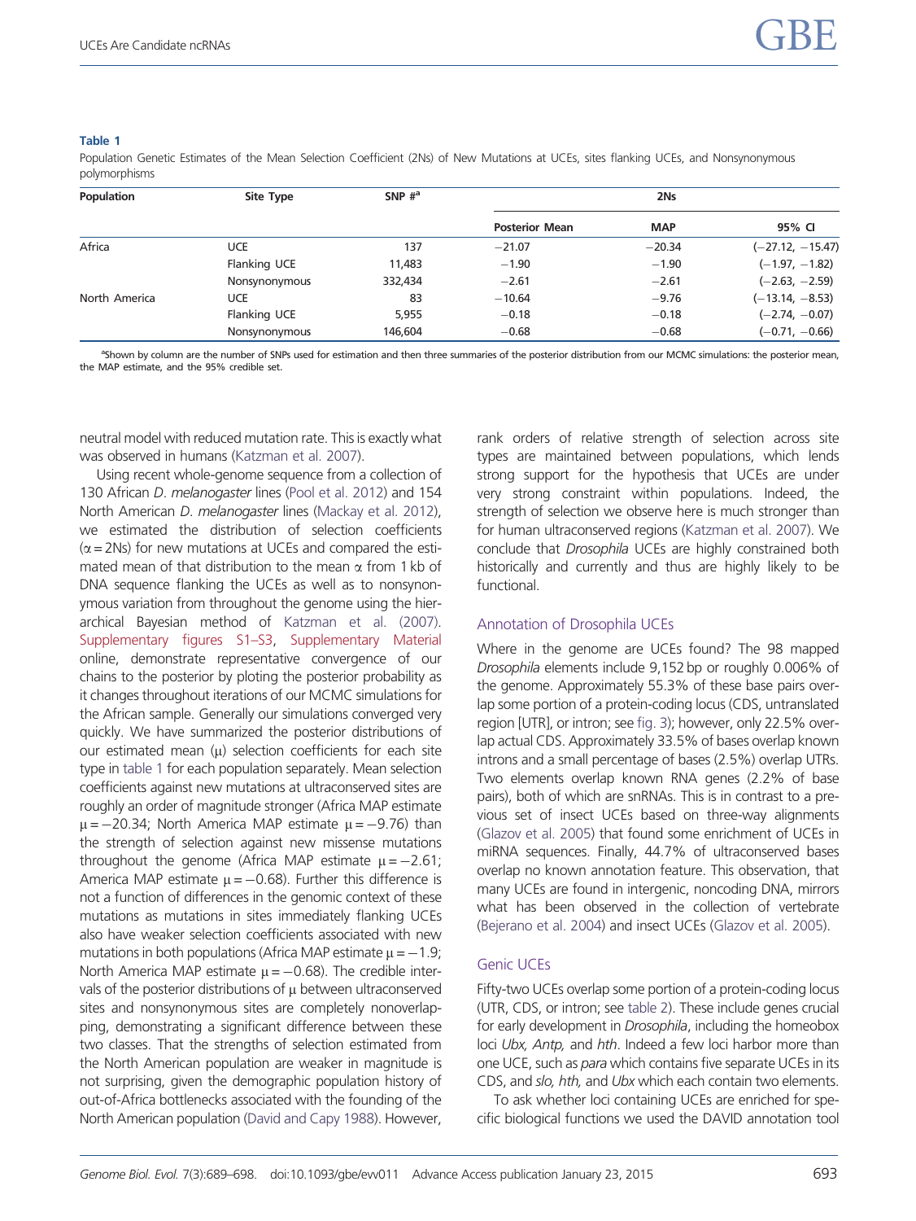**Table 1**

Population Genetic Estimates of the Mean Selection Coefficient (2Ns) of New Mutations at UCEs, sites flanking UCEs, and Nonsynonymous polymorphisms

| Population | Site Type | SNP #[a] | 2Ns | | |
|---|---|---|---|---|---|
| | | | Posterior Mean | MAP | 95% CI |
| Africa | UCE | 137 | −21.07 | −20.34 | (−27.12, −15.47) |
| | Flanking UCE | 11,483 | −1.90 | −1.90 | (−1.97, −1.82) |
| | Nonsynonymous | 332,434 | −2.61 | −2.61 | (−2.63, −2.59) |
| North America | UCE | 83 | −10.64 | −9.76 | (−13.14, −8.53) |
| | Flanking UCE | 5,955 | −0.18 | −0.18 | (−2.74, −0.07) |
| | Nonsynonymous | 146,604 | −0.68 | −0.68 | (−0.71, −0.66) |

[a]Shown by column are the number of SNPs used for estimation and then three summaries of the posterior distribution from our MCMC simulations: the posterior mean, the MAP estimate, and the 95% credible set.

neutral model with reduced mutation rate. This is exactly what was observed in humans (Katzman et al. 2007).

Using recent whole-genome sequence from a collection of 130 African *D. melanogaster* lines (Pool et al. 2012) and 154 North American *D. melanogaster* lines (Mackay et al. 2012), we estimated the distribution of selection coefficients ($\alpha = 2Ns$) for new mutations at UCEs and compared the estimated mean of that distribution to the mean $\alpha$ from 1 kb of DNA sequence flanking the UCEs as well as to nonsynonymous variation from throughout the genome using the hierarchical Bayesian method of Katzman et al. (2007). Supplementary figures S1–S3, Supplementary Material online, demonstrate representative convergence of our chains to the posterior by ploting the posterior probability as it changes throughout iterations of our MCMC simulations for the African sample. Generally our simulations converged very quickly. We have summarized the posterior distributions of our estimated mean ($\mu$) selection coefficients for each site type in table 1 for each population separately. Mean selection coefficients against new mutations at ultraconserved sites are roughly an order of magnitude stronger (Africa MAP estimate $\mu = -20.34$; North America MAP estimate $\mu = -9.76$) than the strength of selection against new missense mutations throughout the genome (Africa MAP estimate $\mu = -2.61$; America MAP estimate $\mu = -0.68$). Further this difference is not a function of differences in the genomic context of these mutations as mutations in sites immediately flanking UCEs also have weaker selection coefficients associated with new mutations in both populations (Africa MAP estimate $\mu = -1.9$; North America MAP estimate $\mu = -0.68$). The credible intervals of the posterior distributions of $\mu$ between ultraconserved sites and nonsynonymous sites are completely nonoverlapping, demonstrating a significant difference between these two classes. That the strengths of selection estimated from the North American population are weaker in magnitude is not surprising, given the demographic population history of out-of-Africa bottlenecks associated with the founding of the North American population (David and Capy 1988). However, rank orders of relative strength of selection across site types are maintained between populations, which lends strong support for the hypothesis that UCEs are under very strong constraint within populations. Indeed, the strength of selection we observe here is much stronger than for human ultraconserved regions (Katzman et al. 2007). We conclude that *Drosophila* UCEs are highly constrained both historically and currently and thus are highly likely to be functional.

## Annotation of Drosophila UCEs

Where in the genome are UCEs found? The 98 mapped *Drosophila* elements include 9,152 bp or roughly 0.006% of the genome. Approximately 55.3% of these base pairs overlap some portion of a protein-coding locus (CDS, untranslated region [UTR], or intron; see fig. 3); however, only 22.5% overlap actual CDS. Approximately 33.5% of bases overlap known introns and a small percentage of bases (2.5%) overlap UTRs. Two elements overlap known RNA genes (2.2% of base pairs), both of which are snRNAs. This is in contrast to a previous set of insect UCEs based on three-way alignments (Glazov et al. 2005) that found some enrichment of UCEs in miRNA sequences. Finally, 44.7% of ultraconserved bases overlap no known annotation feature. This observation, that many UCEs are found in intergenic, noncoding DNA, mirrors what has been observed in the collection of vertebrate (Bejerano et al. 2004) and insect UCEs (Glazov et al. 2005).

## Genic UCEs

Fifty-two UCEs overlap some portion of a protein-coding locus (UTR, CDS, or intron; see table 2). These include genes crucial for early development in *Drosophila*, including the homeobox loci *Ubx, Antp,* and *hth*. Indeed a few loci harbor more than one UCE, such as *para* which contains five separate UCEs in its CDS, and *slo, hth,* and *Ubx* which each contain two elements.

To ask whether loci containing UCEs are enriched for specific biological functions we used the DAVID annotation tool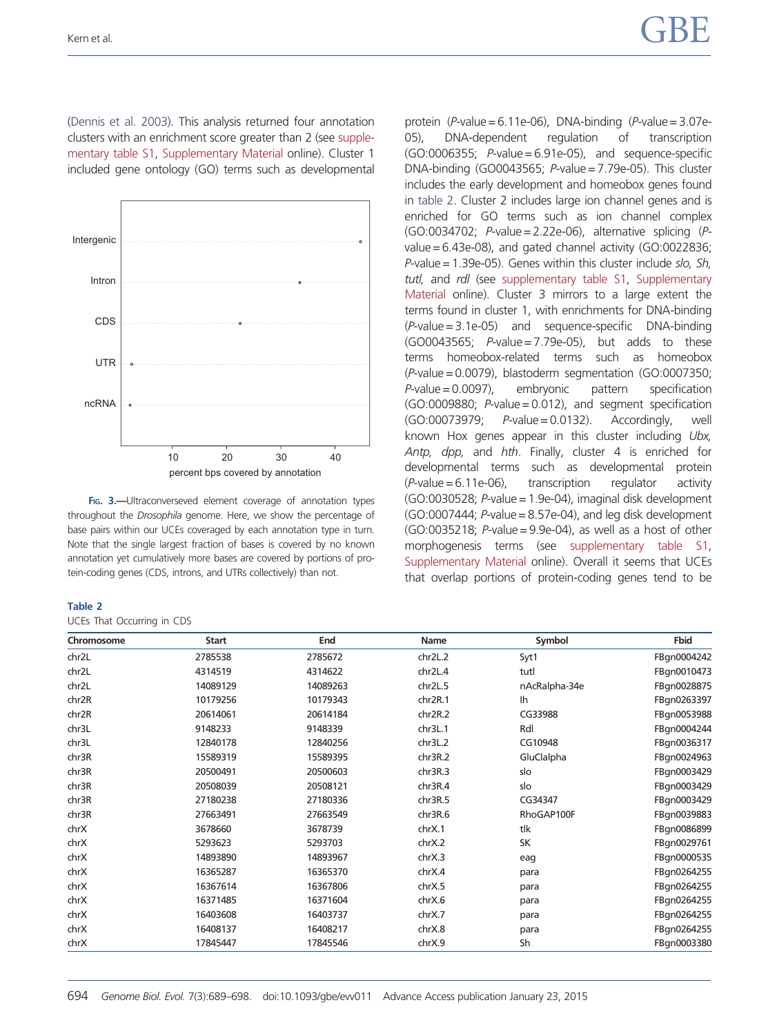(Dennis et al. 2003). This analysis returned four annotation clusters with an enrichment score greater than 2 (see supplementary table S1, Supplementary Material online). Cluster 1 included gene ontology (GO) terms such as developmental protein (*P*-value = 6.11e-06), DNA-binding (*P*-value = 3.07e-05), DNA-dependent regulation of transcription (GO:0006355; *P*-value = 6.91e-05), and sequence-specific DNA-binding (GO0043565; *P*-value = 7.79e-05). This cluster includes the early development and homeobox genes found in table 2. Cluster 2 includes large ion channel genes and is enriched for GO terms such as ion channel complex (GO:0034702; *P*-value = 2.22e-06), alternative splicing (*P*-value = 6.43e-08), and gated channel activity (GO:0022836; *P*-value = 1.39e-05). Genes within this cluster include *slo, Sh, tutl,* and *rdl* (see supplementary table S1, Supplementary Material online). Cluster 3 mirrors to a large extent the terms found in cluster 1, with enrichments for DNA-binding (*P*-value = 3.1e-05) and sequence-specific DNA-binding (GO0043565; *P*-value = 7.79e-05), but adds to these terms homeobox-related terms such as homeobox (*P*-value = 0.0079), blastoderm segmentation (GO:0007350; *P*-value = 0.0097), embryonic pattern specification (GO:0009880; *P*-value = 0.012), and segment specification (GO:00073979; *P*-value = 0.0132). Accordingly, well known Hox genes appear in this cluster including *Ubx, Antp, dpp,* and *hth*. Finally, cluster 4 is enriched for developmental terms such as developmental protein (*P*-value = 6.11e-06), transcription regulator activity (GO:0030528; *P*-value = 1.9e-04), imaginal disk development (GO:0007444; *P*-value = 8.57e-04), and leg disk development (GO:0035218; *P*-value = 9.9e-04), as well as a host of other morphogenesis terms (see supplementary table S1, Supplementary Material online). Overall it seems that UCEs that overlap portions of protein-coding genes tend to be

Intergenic
Intron
CDS
UTR
ncRNA
10
20
30
40
percent bps covered by annotation

**Fig. 3.**—Ultraconverseved element coverage of annotation types throughout the *Drosophila* genome. Here, we show the percentage of base pairs within our UCEs coveraged by each annotation type in turn. Note that the single largest fraction of bases is covered by no known annotation yet cumulatively more bases are covered by portions of protein-coding genes (CDS, introns, and UTRs collectively) than not.

**Table 2**
UCEs That Occurring in CDS

| Chromosome | Start | End | Name | Symbol | Fbid |
|---|---|---|---|---|---|
| chr2L | 2785538 | 2785672 | chr2L.2 | Syt1 | FBgn0004242 |
| chr2L | 4314519 | 4314622 | chr2L.4 | tutl | FBgn0010473 |
| chr2L | 14089129 | 14089263 | chr2L.5 | nAcRalpha-34e | FBgn0028875 |
| chr2R | 10179256 | 10179343 | chr2R.1 | Ih | FBgn0263397 |
| chr2R | 20614061 | 20614184 | chr2R.2 | CG33988 | FBgn0053988 |
| chr3L | 9148233 | 9148339 | chr3L.1 | Rdl | FBgn0004244 |
| chr3L | 12840178 | 12840256 | chr3L.2 | CG10948 | FBgn0036317 |
| chr3R | 15589319 | 15589395 | chr3R.2 | GluClalpha | FBgn0024963 |
| chr3R | 20500491 | 20500603 | chr3R.3 | slo | FBgn0003429 |
| chr3R | 20508039 | 20508121 | chr3R.4 | slo | FBgn0003429 |
| chr3R | 27180238 | 27180336 | chr3R.5 | CG34347 | FBgn0003429 |
| chr3R | 27663491 | 27663549 | chr3R.6 | RhoGAP100F | FBgn0039883 |
| chrX | 3678660 | 3678739 | chrX.1 | tlk | FBgn0086899 |
| chrX | 5293623 | 5293703 | chrX.2 | SK | FBgn0029761 |
| chrX | 14893890 | 14893967 | chrX.3 | eag | FBgn0000535 |
| chrX | 16365287 | 16365370 | chrX.4 | para | FBgn0264255 |
| chrX | 16367614 | 16367806 | chrX.5 | para | FBgn0264255 |
| chrX | 16371485 | 16371604 | chrX.6 | para | FBgn0264255 |
| chrX | 16403608 | 16403737 | chrX.7 | para | FBgn0264255 |
| chrX | 16408137 | 16408217 | chrX.8 | para | FBgn0264255 |
| chrX | 17845447 | 17845546 | chrX.9 | Sh | FBgn0003380 |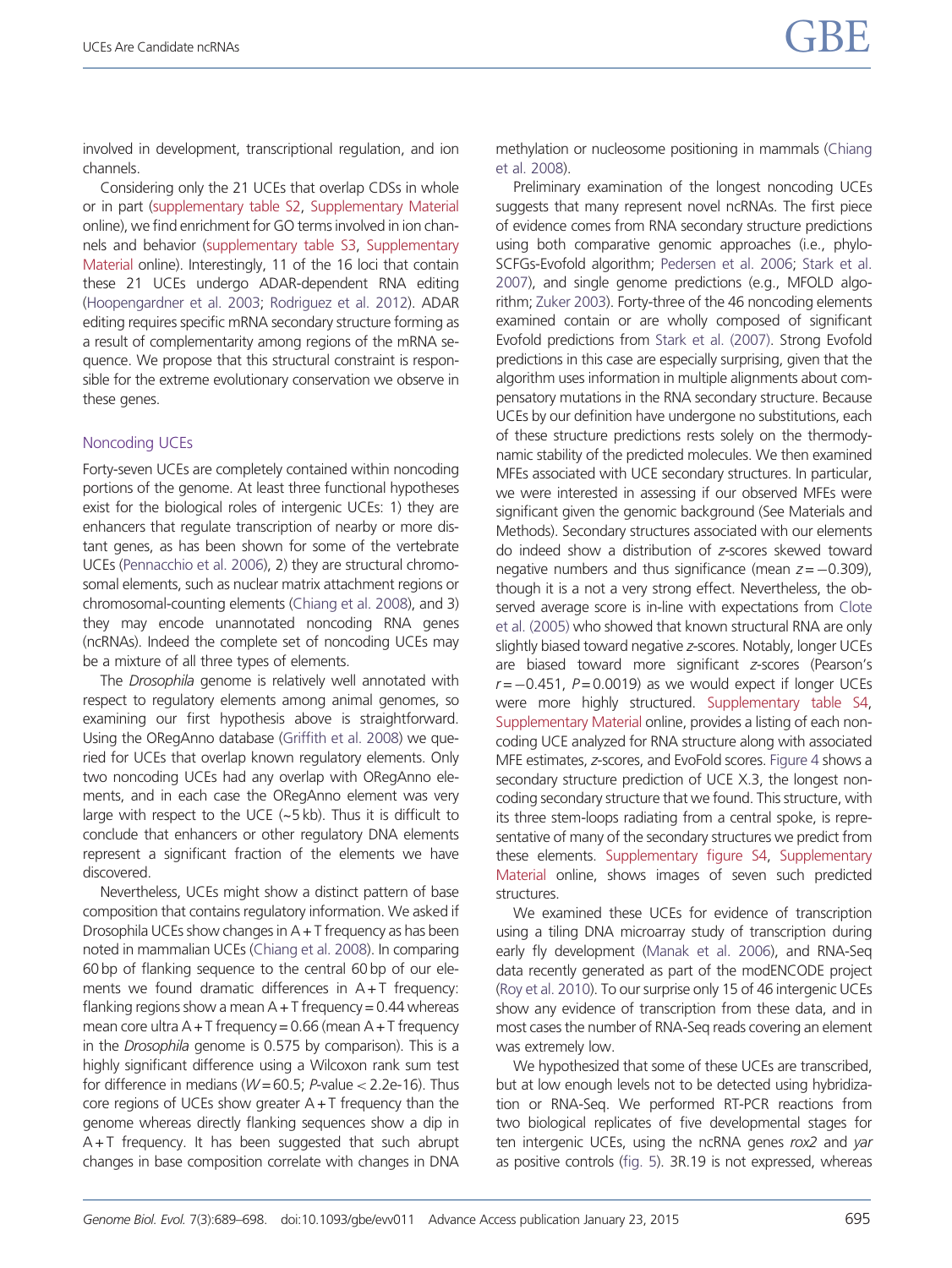involved in development, transcriptional regulation, and ion channels.

Considering only the 21 UCEs that overlap CDSs in whole or in part (supplementary table S2, Supplementary Material online), we find enrichment for GO terms involved in ion channels and behavior (supplementary table S3, Supplementary Material online). Interestingly, 11 of the 16 loci that contain these 21 UCEs undergo ADAR-dependent RNA editing (Hoopengardner et al. 2003; Rodriguez et al. 2012). ADAR editing requires specific mRNA secondary structure forming as a result of complementarity among regions of the mRNA sequence. We propose that this structural constraint is responsible for the extreme evolutionary conservation we observe in these genes.

### Noncoding UCEs

Forty-seven UCEs are completely contained within noncoding portions of the genome. At least three functional hypotheses exist for the biological roles of intergenic UCEs: 1) they are enhancers that regulate transcription of nearby or more distant genes, as has been shown for some of the vertebrate UCEs (Pennacchio et al. 2006), 2) they are structural chromosomal elements, such as nuclear matrix attachment regions or chromosomal-counting elements (Chiang et al. 2008), and 3) they may encode unannotated noncoding RNA genes (ncRNAs). Indeed the complete set of noncoding UCEs may be a mixture of all three types of elements.

The *Drosophila* genome is relatively well annotated with respect to regulatory elements among animal genomes, so examining our first hypothesis above is straightforward. Using the ORegAnno database (Griffith et al. 2008) we queried for UCEs that overlap known regulatory elements. Only two noncoding UCEs had any overlap with ORegAnno elements, and in each case the ORegAnno element was very large with respect to the UCE (~5 kb). Thus it is difficult to conclude that enhancers or other regulatory DNA elements represent a significant fraction of the elements we have discovered.

Nevertheless, UCEs might show a distinct pattern of base composition that contains regulatory information. We asked if Drosophila UCEs show changes in A + T frequency as has been noted in mammalian UCEs (Chiang et al. 2008). In comparing 60 bp of flanking sequence to the central 60 bp of our elements we found dramatic differences in A + T frequency: flanking regions show a mean A + T frequency = 0.44 whereas mean core ultra A + T frequency = 0.66 (mean A + T frequency in the *Drosophila* genome is 0.575 by comparison). This is a highly significant difference using a Wilcoxon rank sum test for difference in medians ($W = 60.5$; $P$-value < 2.2e-16). Thus core regions of UCEs show greater A + T frequency than the genome whereas directly flanking sequences show a dip in A + T frequency. It has been suggested that such abrupt changes in base composition correlate with changes in DNA methylation or nucleosome positioning in mammals (Chiang et al. 2008).

Preliminary examination of the longest noncoding UCEs suggests that many represent novel ncRNAs. The first piece of evidence comes from RNA secondary structure predictions using both comparative genomic approaches (i.e., phylo-SCFGs-Evofold algorithm; Pedersen et al. 2006; Stark et al. 2007), and single genome predictions (e.g., MFOLD algorithm; Zuker 2003). Forty-three of the 46 noncoding elements examined contain or are wholly composed of significant Evofold predictions from Stark et al. (2007). Strong Evofold predictions in this case are especially surprising, given that the algorithm uses information in multiple alignments about compensatory mutations in the RNA secondary structure. Because UCEs by our definition have undergone no substitutions, each of these structure predictions rests solely on the thermodynamic stability of the predicted molecules. We then examined MFEs associated with UCE secondary structures. In particular, we were interested in assessing if our observed MFEs were significant given the genomic background (See Materials and Methods). Secondary structures associated with our elements do indeed show a distribution of $z$-scores skewed toward negative numbers and thus significance (mean $z = -0.309$), though it is a not a very strong effect. Nevertheless, the observed average score is in-line with expectations from Clote et al. (2005) who showed that known structural RNA are only slightly biased toward negative $z$-scores. Notably, longer UCEs are biased toward more significant $z$-scores (Pearson's $r = -0.451$, $P = 0.0019$) as we would expect if longer UCEs were more highly structured. Supplementary table S4, Supplementary Material online, provides a listing of each noncoding UCE analyzed for RNA structure along with associated MFE estimates, $z$-scores, and EvoFold scores. Figure 4 shows a secondary structure prediction of UCE X.3, the longest noncoding secondary structure that we found. This structure, with its three stem-loops radiating from a central spoke, is representative of many of the secondary structures we predict from these elements. Supplementary figure S4, Supplementary Material online, shows images of seven such predicted structures.

We examined these UCEs for evidence of transcription using a tiling DNA microarray study of transcription during early fly development (Manak et al. 2006), and RNA-Seq data recently generated as part of the modENCODE project (Roy et al. 2010). To our surprise only 15 of 46 intergenic UCEs show any evidence of transcription from these data, and in most cases the number of RNA-Seq reads covering an element was extremely low.

We hypothesized that some of these UCEs are transcribed, but at low enough levels not to be detected using hybridization or RNA-Seq. We performed RT-PCR reactions from two biological replicates of five developmental stages for ten intergenic UCEs, using the ncRNA genes *rox2* and *yar* as positive controls (fig. 5). 3R.19 is not expressed, whereas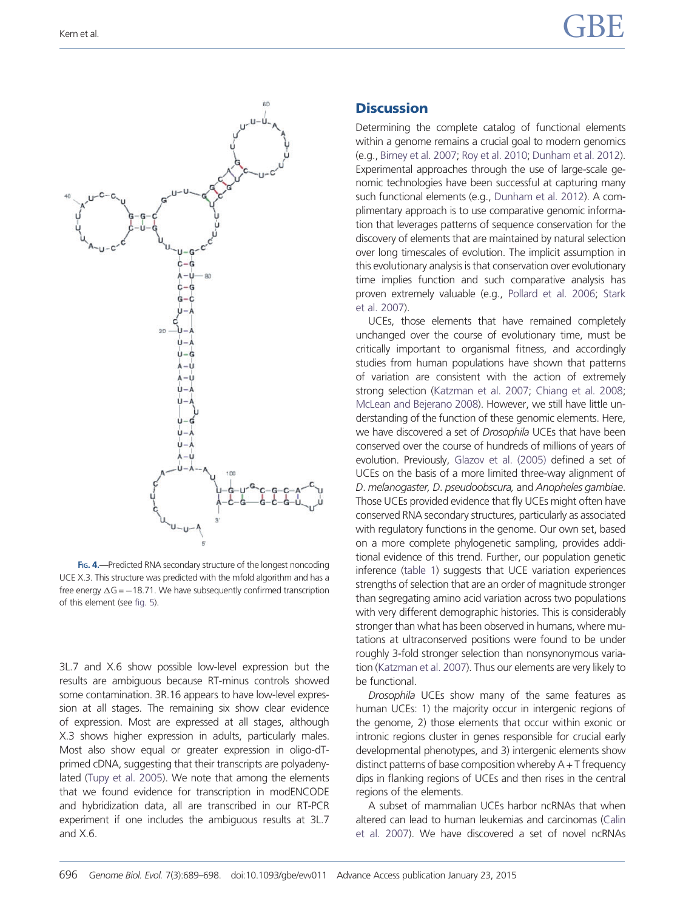FIG. 4.—Predicted RNA secondary structure of the longest noncoding UCE X.3. This structure was predicted with the mfold algorithm and has a free energy $\Delta G = -18.71$. We have subsequently confirmed transcription of this element (see fig. 5).

3L.7 and X.6 show possible low-level expression but the results are ambiguous because RT-minus controls showed some contamination. 3R.16 appears to have low-level expression at all stages. The remaining six show clear evidence of expression. Most are expressed at all stages, although X.3 shows higher expression in adults, particularly males. Most also show equal or greater expression in oligo-dT-primed cDNA, suggesting that their transcripts are polyadenylated (Tupy et al. 2005). We note that among the elements that we found evidence for transcription in modENCODE and hybridization data, all are transcribed in our RT-PCR experiment if one includes the ambiguous results at 3L.7 and X.6.

## Discussion

Determining the complete catalog of functional elements within a genome remains a crucial goal to modern genomics (e.g., Birney et al. 2007; Roy et al. 2010; Dunham et al. 2012). Experimental approaches through the use of large-scale genomic technologies have been successful at capturing many such functional elements (e.g., Dunham et al. 2012). A complimentary approach is to use comparative genomic information that leverages patterns of sequence conservation for the discovery of elements that are maintained by natural selection over long timescales of evolution. The implicit assumption in this evolutionary analysis is that conservation over evolutionary time implies function and such comparative analysis has proven extremely valuable (e.g., Pollard et al. 2006; Stark et al. 2007).

UCEs, those elements that have remained completely unchanged over the course of evolutionary time, must be critically important to organismal fitness, and accordingly studies from human populations have shown that patterns of variation are consistent with the action of extremely strong selection (Katzman et al. 2007; Chiang et al. 2008; McLean and Bejerano 2008). However, we still have little understanding of the function of these genomic elements. Here, we have discovered a set of *Drosophila* UCEs that have been conserved over the course of hundreds of millions of years of evolution. Previously, Glazov et al. (2005) defined a set of UCEs on the basis of a more limited three-way alignment of *D. melanogaster*, *D. pseudoobscura,* and *Anopheles gambiae*. Those UCEs provided evidence that fly UCEs might often have conserved RNA secondary structures, particularly as associated with regulatory functions in the genome. Our own set, based on a more complete phylogenetic sampling, provides additional evidence of this trend. Further, our population genetic inference (table 1) suggests that UCE variation experiences strengths of selection that are an order of magnitude stronger than segregating amino acid variation across two populations with very different demographic histories. This is considerably stronger than what has been observed in humans, where mutations at ultraconserved positions were found to be under roughly 3-fold stronger selection than nonsynonymous variation (Katzman et al. 2007). Thus our elements are very likely to be functional.

*Drosophila* UCEs show many of the same features as human UCEs: 1) the majority occur in intergenic regions of the genome, 2) those elements that occur within exonic or intronic regions cluster in genes responsible for crucial early developmental phenotypes, and 3) intergenic elements show distinct patterns of base composition whereby A + T frequency dips in flanking regions of UCEs and then rises in the central regions of the elements.

A subset of mammalian UCEs harbor ncRNAs that when altered can lead to human leukemias and carcinomas (Calin et al. 2007). We have discovered a set of novel ncRNAs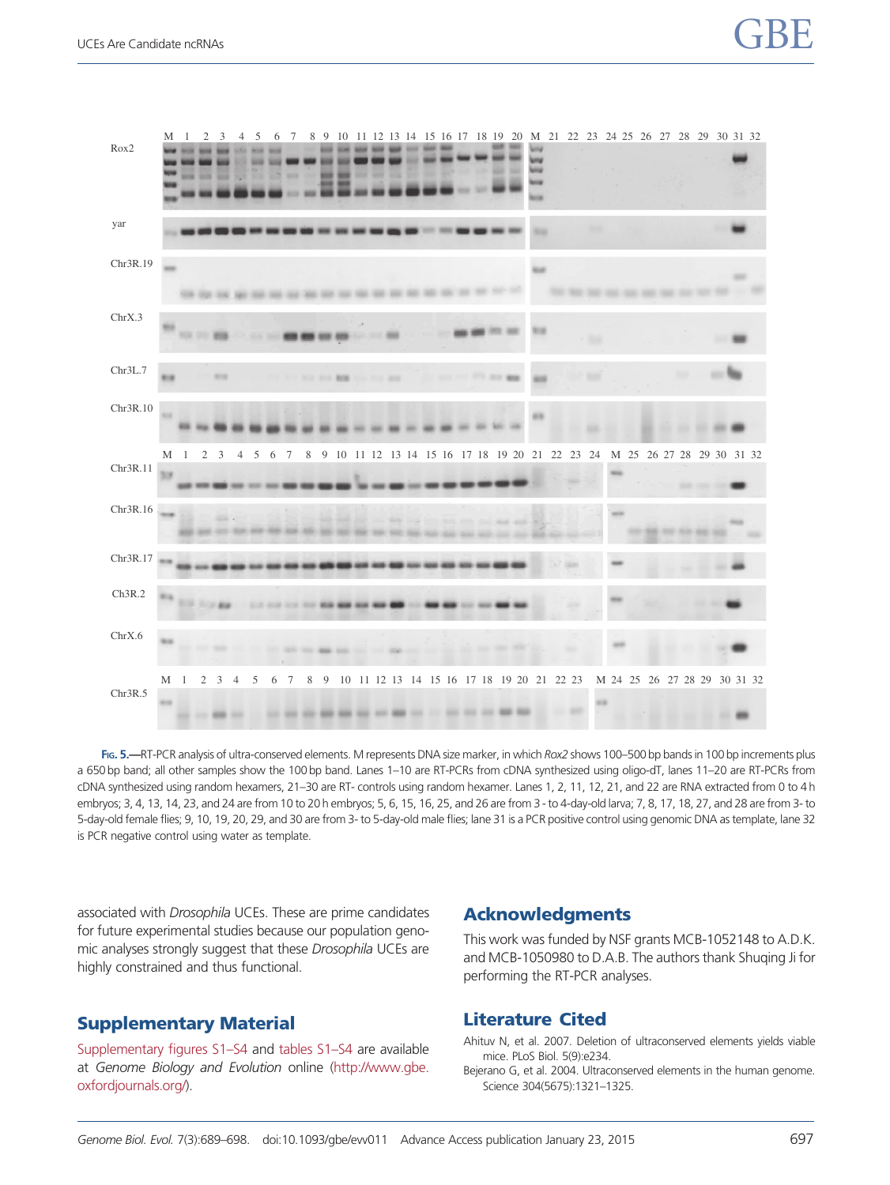M 1 2 3 4 5 6 7 8 9 10 11 12 13 14 15 16 17 18 19 20 M 21 22 23 24 25 26 27 28 29 30 31 32

Rox2

yar

Chr3R.19

ChrX.3

Chr3L.7

Chr3R.10

M 1 2 3 4 5 6 7 8 9 10 11 12 13 14 15 16 17 18 19 20 21 22 23 24 M 25 26 27 28 29 30 31 32

Chr3R.11

Chr3R.16

Chr3R.17

Ch3R.2

ChrX.6

M 1 2 3 4 5 6 7 8 9 10 11 12 13 14 15 16 17 18 19 20 21 22 23 M 24 25 26 27 28 29 30 31 32

Chr3R.5

**Fig. 5.**—RT-PCR analysis of ultra-conserved elements. M represents DNA size marker, in which *Rox2* shows 100–500 bp bands in 100 bp increments plus a 650 bp band; all other samples show the 100 bp band. Lanes 1–10 are RT-PCRs from cDNA synthesized using oligo-dT, lanes 11–20 are RT-PCRs from cDNA synthesized using random hexamers, 21–30 are RT- controls using random hexamer. Lanes 1, 2, 11, 12, 21, and 22 are RNA extracted from 0 to 4 h embryos; 3, 4, 13, 14, 23, and 24 are from 10 to 20 h embryos; 5, 6, 15, 16, 25, and 26 are from 3 - to 4-day-old larva; 7, 8, 17, 18, 27, and 28 are from 3- to 5-day-old female flies; 9, 10, 19, 20, 29, and 30 are from 3- to 5-day-old male flies; lane 31 is a PCR positive control using genomic DNA as template, lane 32 is PCR negative control using water as template.

associated with *Drosophila* UCEs. These are prime candidates for future experimental studies because our population genomic analyses strongly suggest that these *Drosophila* UCEs are highly constrained and thus functional.

## Supplementary Material

Supplementary figures S1–S4 and tables S1–S4 are available at *Genome Biology and Evolution* online (http://www.gbe.oxfordjournals.org/).

## Acknowledgments

This work was funded by NSF grants MCB-1052148 to A.D.K. and MCB-1050980 to D.A.B. The authors thank Shuqing Ji for performing the RT-PCR analyses.

## Literature Cited

Ahituv N, et al. 2007. Deletion of ultraconserved elements yields viable mice. PLoS Biol. 5(9):e234.

Bejerano G, et al. 2004. Ultraconserved elements in the human genome. Science 304(5675):1321–1325.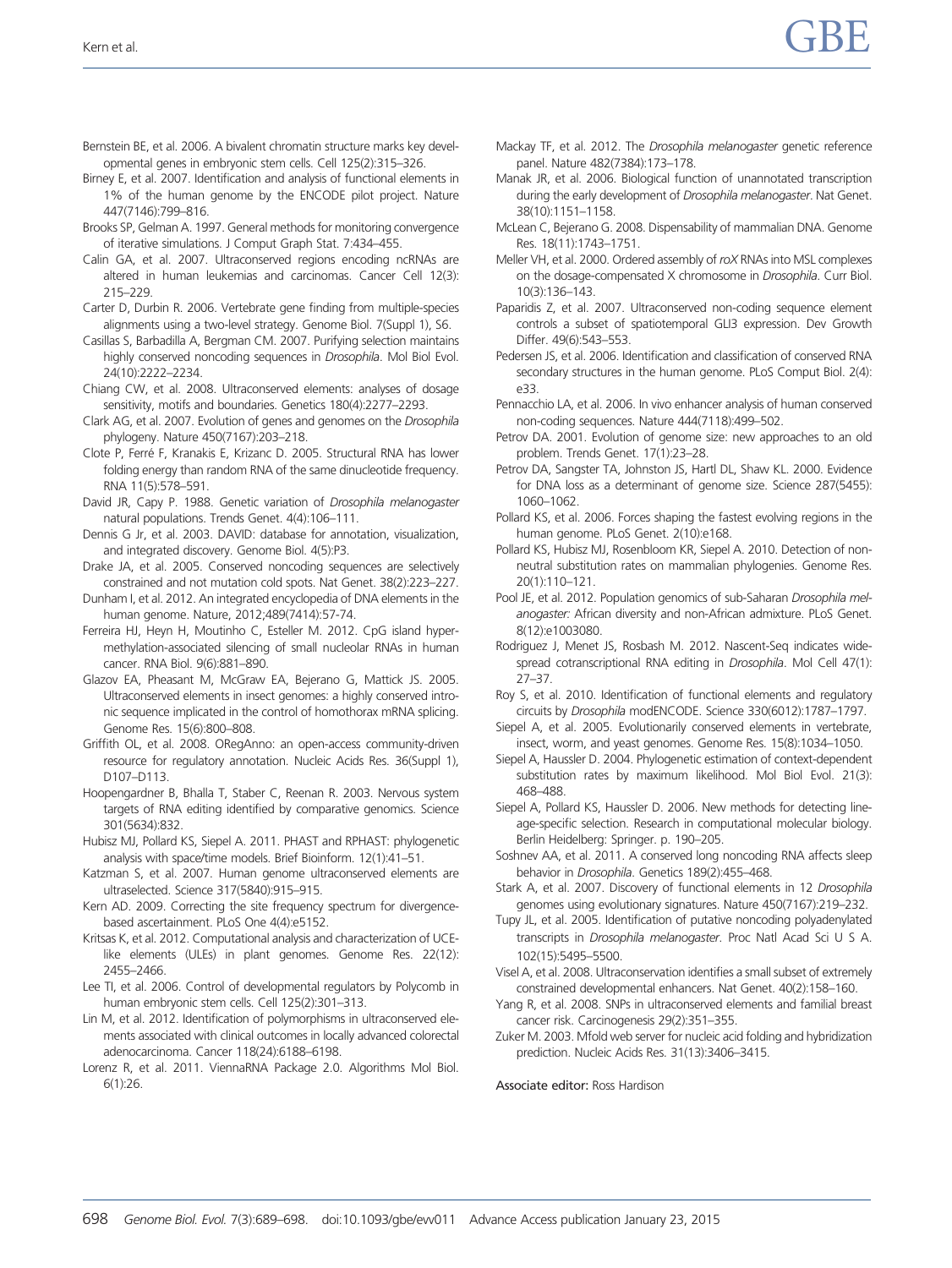Bernstein BE, et al. 2006. A bivalent chromatin structure marks key developmental genes in embryonic stem cells. Cell 125(2):315–326.

Birney E, et al. 2007. Identification and analysis of functional elements in 1% of the human genome by the ENCODE pilot project. Nature 447(7146):799–816.

Brooks SP, Gelman A. 1997. General methods for monitoring convergence of iterative simulations. J Comput Graph Stat. 7:434–455.

Calin GA, et al. 2007. Ultraconserved regions encoding ncRNAs are altered in human leukemias and carcinomas. Cancer Cell 12(3): 215–229.

Carter D, Durbin R. 2006. Vertebrate gene finding from multiple-species alignments using a two-level strategy. Genome Biol. 7(Suppl 1), S6.

Casillas S, Barbadilla A, Bergman CM. 2007. Purifying selection maintains highly conserved noncoding sequences in *Drosophila*. Mol Biol Evol. 24(10):2222–2234.

Chiang CW, et al. 2008. Ultraconserved elements: analyses of dosage sensitivity, motifs and boundaries. Genetics 180(4):2277–2293.

Clark AG, et al. 2007. Evolution of genes and genomes on the *Drosophila* phylogeny. Nature 450(7167):203–218.

Clote P, Ferré F, Kranakis E, Krizanc D. 2005. Structural RNA has lower folding energy than random RNA of the same dinucleotide frequency. RNA 11(5):578–591.

David JR, Capy P. 1988. Genetic variation of *Drosophila melanogaster* natural populations. Trends Genet. 4(4):106–111.

Dennis G Jr, et al. 2003. DAVID: database for annotation, visualization, and integrated discovery. Genome Biol. 4(5):P3.

Drake JA, et al. 2005. Conserved noncoding sequences are selectively constrained and not mutation cold spots. Nat Genet. 38(2):223–227.

Dunham I, et al. 2012. An integrated encyclopedia of DNA elements in the human genome. Nature, 2012;489(7414):57-74.

Ferreira HJ, Heyn H, Moutinho C, Esteller M. 2012. CpG island hypermethylation-associated silencing of small nucleolar RNAs in human cancer. RNA Biol. 9(6):881–890.

Glazov EA, Pheasant M, McGraw EA, Bejerano G, Mattick JS. 2005. Ultraconserved elements in insect genomes: a highly conserved intronic sequence implicated in the control of homothorax mRNA splicing. Genome Res. 15(6):800–808.

Griffith OL, et al. 2008. ORegAnno: an open-access community-driven resource for regulatory annotation. Nucleic Acids Res. 36(Suppl 1), D107–D113.

Hoopengardner B, Bhalla T, Staber C, Reenan R. 2003. Nervous system targets of RNA editing identified by comparative genomics. Science 301(5634):832.

Hubisz MJ, Pollard KS, Siepel A. 2011. PHAST and RPHAST: phylogenetic analysis with space/time models. Brief Bioinform. 12(1):41–51.

Katzman S, et al. 2007. Human genome ultraconserved elements are ultraselected. Science 317(5840):915–915.

Kern AD. 2009. Correcting the site frequency spectrum for divergence-based ascertainment. PLoS One 4(4):e5152.

Kritsas K, et al. 2012. Computational analysis and characterization of UCE-like elements (ULEs) in plant genomes. Genome Res. 22(12): 2455–2466.

Lee TI, et al. 2006. Control of developmental regulators by Polycomb in human embryonic stem cells. Cell 125(2):301–313.

Lin M, et al. 2012. Identification of polymorphisms in ultraconserved elements associated with clinical outcomes in locally advanced colorectal adenocarcinoma. Cancer 118(24):6188–6198.

Lorenz R, et al. 2011. ViennaRNA Package 2.0. Algorithms Mol Biol. 6(1):26.

Mackay TF, et al. 2012. The *Drosophila melanogaster* genetic reference panel. Nature 482(7384):173–178.

Manak JR, et al. 2006. Biological function of unannotated transcription during the early development of *Drosophila melanogaster*. Nat Genet. 38(10):1151–1158.

McLean C, Bejerano G. 2008. Dispensability of mammalian DNA. Genome Res. 18(11):1743–1751.

Meller VH, et al. 2000. Ordered assembly of *roX* RNAs into MSL complexes on the dosage-compensated X chromosome in *Drosophila*. Curr Biol. 10(3):136–143.

Paparidis Z, et al. 2007. Ultraconserved non-coding sequence element controls a subset of spatiotemporal GLI3 expression. Dev Growth Differ. 49(6):543–553.

Pedersen JS, et al. 2006. Identification and classification of conserved RNA secondary structures in the human genome. PLoS Comput Biol. 2(4): e33.

Pennacchio LA, et al. 2006. In vivo enhancer analysis of human conserved non-coding sequences. Nature 444(7118):499–502.

Petrov DA. 2001. Evolution of genome size: new approaches to an old problem. Trends Genet. 17(1):23–28.

Petrov DA, Sangster TA, Johnston JS, Hartl DL, Shaw KL. 2000. Evidence for DNA loss as a determinant of genome size. Science 287(5455): 1060–1062.

Pollard KS, et al. 2006. Forces shaping the fastest evolving regions in the human genome. PLoS Genet. 2(10):e168.

Pollard KS, Hubisz MJ, Rosenbloom KR, Siepel A. 2010. Detection of nonneutral substitution rates on mammalian phylogenies. Genome Res. 20(1):110–121.

Pool JE, et al. 2012. Population genomics of sub-Saharan *Drosophila melanogaster:* African diversity and non-African admixture. PLoS Genet. 8(12):e1003080.

Rodriguez J, Menet JS, Rosbash M. 2012. Nascent-Seq indicates widespread cotranscriptional RNA editing in *Drosophila*. Mol Cell 47(1): 27–37.

Roy S, et al. 2010. Identification of functional elements and regulatory circuits by *Drosophila* modENCODE. Science 330(6012):1787–1797.

Siepel A, et al. 2005. Evolutionarily conserved elements in vertebrate, insect, worm, and yeast genomes. Genome Res. 15(8):1034–1050.

Siepel A, Haussler D. 2004. Phylogenetic estimation of context-dependent substitution rates by maximum likelihood. Mol Biol Evol. 21(3): 468–488.

Siepel A, Pollard KS, Haussler D. 2006. New methods for detecting lineage-specific selection. Research in computational molecular biology. Berlin Heidelberg: Springer. p. 190–205.

Soshnev AA, et al. 2011. A conserved long noncoding RNA affects sleep behavior in *Drosophila*. Genetics 189(2):455–468.

Stark A, et al. 2007. Discovery of functional elements in 12 *Drosophila* genomes using evolutionary signatures. Nature 450(7167):219–232.

Tupy JL, et al. 2005. Identification of putative noncoding polyadenylated transcripts in *Drosophila melanogaster*. Proc Natl Acad Sci U S A. 102(15):5495–5500.

Visel A, et al. 2008. Ultraconservation identifies a small subset of extremely constrained developmental enhancers. Nat Genet. 40(2):158–160.

Yang R, et al. 2008. SNPs in ultraconserved elements and familial breast cancer risk. Carcinogenesis 29(2):351–355.

Zuker M. 2003. Mfold web server for nucleic acid folding and hybridization prediction. Nucleic Acids Res. 31(13):3406–3415.

**Associate editor:** Ross Hardison